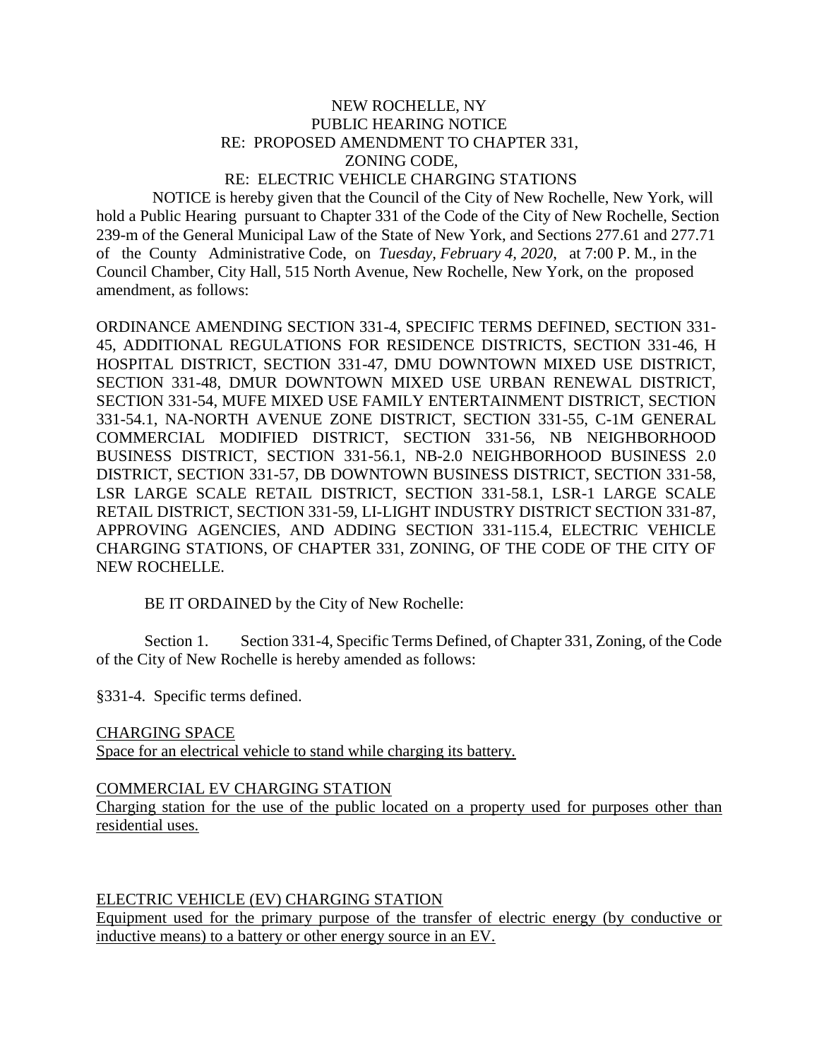# NEW ROCHELLE, NY
# PUBLIC HEARING NOTICE
# RE: PROPOSED AMENDMENT TO CHAPTER 331, ZONING CODE,
# RE: ELECTRIC VEHICLE CHARGING STATIONS

NOTICE is hereby given that the Council of the City of New Rochelle, New York, will hold a Public Hearing pursuant to Chapter 331 of the Code of the City of New Rochelle, Section 239-m of the General Municipal Law of the State of New York, and Sections 277.61 and 277.71 of the County Administrative Code, on *Tuesday, February 4, 2020*, at 7:00 P. M., in the Council Chamber, City Hall, 515 North Avenue, New Rochelle, New York, on the proposed amendment, as follows:

ORDINANCE AMENDING SECTION 331-4, SPECIFIC TERMS DEFINED, SECTION 331-45, ADDITIONAL REGULATIONS FOR RESIDENCE DISTRICTS, SECTION 331-46, H HOSPITAL DISTRICT, SECTION 331-47, DMU DOWNTOWN MIXED USE DISTRICT, SECTION 331-48, DMUR DOWNTOWN MIXED USE URBAN RENEWAL DISTRICT, SECTION 331-54, MUFE MIXED USE FAMILY ENTERTAINMENT DISTRICT, SECTION 331-54.1, NA-NORTH AVENUE ZONE DISTRICT, SECTION 331-55, C-1M GENERAL COMMERCIAL MODIFIED DISTRICT, SECTION 331-56, NB NEIGHBORHOOD BUSINESS DISTRICT, SECTION 331-56.1, NB-2.0 NEIGHBORHOOD BUSINESS 2.0 DISTRICT, SECTION 331-57, DB DOWNTOWN BUSINESS DISTRICT, SECTION 331-58, LSR LARGE SCALE RETAIL DISTRICT, SECTION 331-58.1, LSR-1 LARGE SCALE RETAIL DISTRICT, SECTION 331-59, LI-LIGHT INDUSTRY DISTRICT SECTION 331-87, APPROVING AGENCIES, AND ADDING SECTION 331-115.4, ELECTRIC VEHICLE CHARGING STATIONS, OF CHAPTER 331, ZONING, OF THE CODE OF THE CITY OF NEW ROCHELLE.

BE IT ORDAINED by the City of New Rochelle:

Section 1. Section 331-4, Specific Terms Defined, of Chapter 331, Zoning, of the Code of the City of New Rochelle is hereby amended as follows:

§331-4. Specific terms defined.

<u>CHARGING SPACE</u>
<u>Space for an electrical vehicle to stand while charging its battery.</u>

<u>COMMERCIAL EV CHARGING STATION</u>
<u>Charging station for the use of the public located on a property used for purposes other than residential uses.</u>

<u>ELECTRIC VEHICLE (EV) CHARGING STATION</u>
<u>Equipment used for the primary purpose of the transfer of electric energy (by conductive or inductive means) to a battery or other energy source in an EV.</u>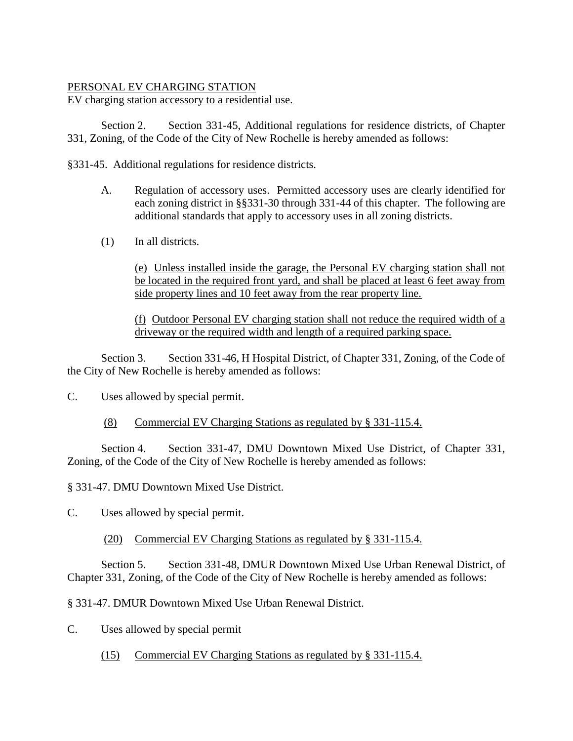PERSONAL EV CHARGING STATION
EV charging station accessory to a residential use.

Section 2. Section 331-45, Additional regulations for residence districts, of Chapter 331, Zoning, of the Code of the City of New Rochelle is hereby amended as follows:

§331-45. Additional regulations for residence districts.

A. Regulation of accessory uses. Permitted accessory uses are clearly identified for each zoning district in §§331-30 through 331-44 of this chapter. The following are additional standards that apply to accessory uses in all zoning districts.

(1) In all districts.

(e) Unless installed inside the garage, the Personal EV charging station shall not be located in the required front yard, and shall be placed at least 6 feet away from side property lines and 10 feet away from the rear property line.

(f) Outdoor Personal EV charging station shall not reduce the required width of a driveway or the required width and length of a required parking space.

Section 3. Section 331-46, H Hospital District, of Chapter 331, Zoning, of the Code of the City of New Rochelle is hereby amended as follows:

C. Uses allowed by special permit.

(8) Commercial EV Charging Stations as regulated by § 331-115.4.

Section 4. Section 331-47, DMU Downtown Mixed Use District, of Chapter 331, Zoning, of the Code of the City of New Rochelle is hereby amended as follows:

§ 331-47. DMU Downtown Mixed Use District.

C. Uses allowed by special permit.

(20) Commercial EV Charging Stations as regulated by § 331-115.4.

Section 5. Section 331-48, DMUR Downtown Mixed Use Urban Renewal District, of Chapter 331, Zoning, of the Code of the City of New Rochelle is hereby amended as follows:

§ 331-47. DMUR Downtown Mixed Use Urban Renewal District.

C. Uses allowed by special permit

(15) Commercial EV Charging Stations as regulated by § 331-115.4.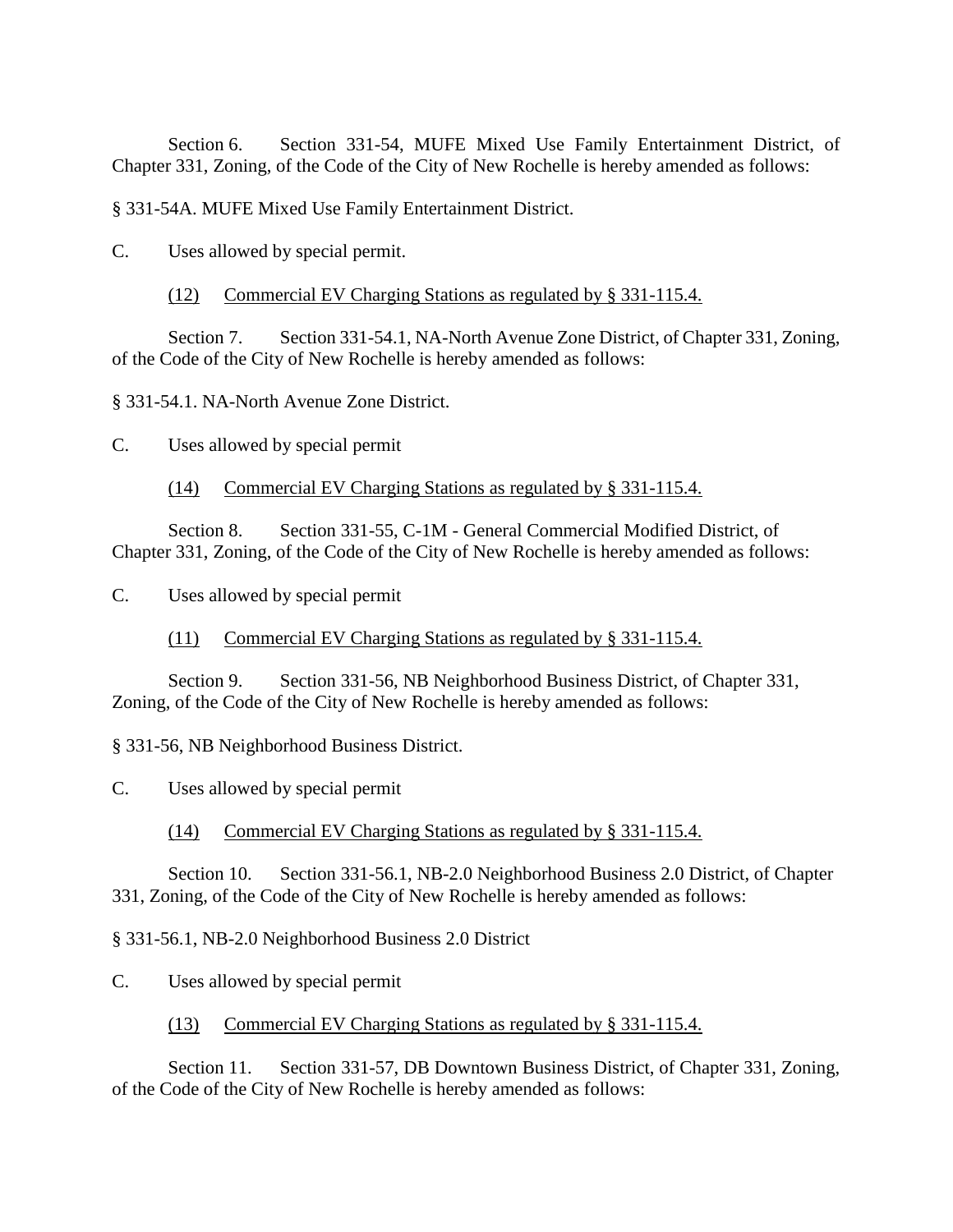Section 6. Section 331-54, MUFE Mixed Use Family Entertainment District, of Chapter 331, Zoning, of the Code of the City of New Rochelle is hereby amended as follows:

§ 331-54A. MUFE Mixed Use Family Entertainment District.

C. Uses allowed by special permit.

<u>(12) Commercial EV Charging Stations as regulated by § 331-115.4.</u>

Section 7. Section 331-54.1, NA-North Avenue Zone District, of Chapter 331, Zoning, of the Code of the City of New Rochelle is hereby amended as follows:

§ 331-54.1. NA-North Avenue Zone District.

C. Uses allowed by special permit

<u>(14) Commercial EV Charging Stations as regulated by § 331-115.4.</u>

Section 8. Section 331-55, C-1M - General Commercial Modified District, of Chapter 331, Zoning, of the Code of the City of New Rochelle is hereby amended as follows:

C. Uses allowed by special permit

<u>(11) Commercial EV Charging Stations as regulated by § 331-115.4.</u>

Section 9. Section 331-56, NB Neighborhood Business District, of Chapter 331, Zoning, of the Code of the City of New Rochelle is hereby amended as follows:

§ 331-56, NB Neighborhood Business District.

C. Uses allowed by special permit

<u>(14) Commercial EV Charging Stations as regulated by § 331-115.4.</u>

Section 10. Section 331-56.1, NB-2.0 Neighborhood Business 2.0 District, of Chapter 331, Zoning, of the Code of the City of New Rochelle is hereby amended as follows:

§ 331-56.1, NB-2.0 Neighborhood Business 2.0 District

C. Uses allowed by special permit

<u>(13) Commercial EV Charging Stations as regulated by § 331-115.4.</u>

Section 11. Section 331-57, DB Downtown Business District, of Chapter 331, Zoning, of the Code of the City of New Rochelle is hereby amended as follows: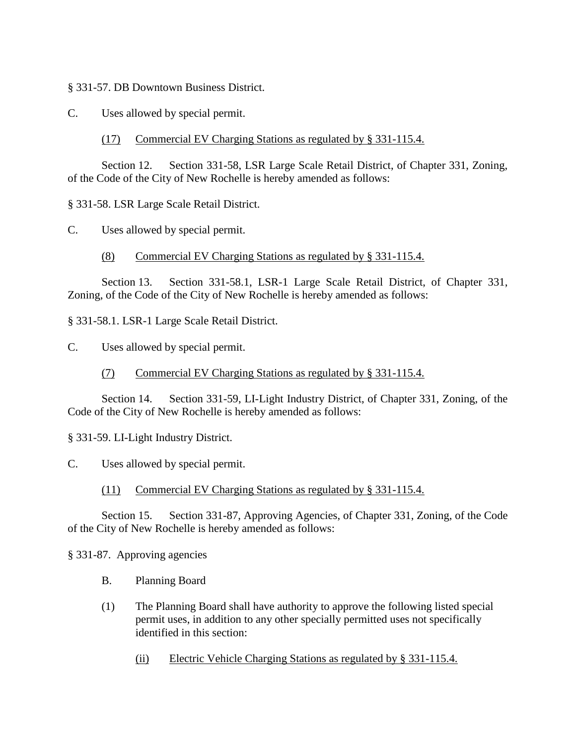§ 331-57. DB Downtown Business District.

C. Uses allowed by special permit.

(17) Commercial EV Charging Stations as regulated by § 331-115.4.

Section 12. Section 331-58, LSR Large Scale Retail District, of Chapter 331, Zoning, of the Code of the City of New Rochelle is hereby amended as follows:

§ 331-58. LSR Large Scale Retail District.

C. Uses allowed by special permit.

(8) Commercial EV Charging Stations as regulated by § 331-115.4.

Section 13. Section 331-58.1, LSR-1 Large Scale Retail District, of Chapter 331, Zoning, of the Code of the City of New Rochelle is hereby amended as follows:

§ 331-58.1. LSR-1 Large Scale Retail District.

C. Uses allowed by special permit.

(7) Commercial EV Charging Stations as regulated by § 331-115.4.

Section 14. Section 331-59, LI-Light Industry District, of Chapter 331, Zoning, of the Code of the City of New Rochelle is hereby amended as follows:

§ 331-59. LI-Light Industry District.

C. Uses allowed by special permit.

(11) Commercial EV Charging Stations as regulated by § 331-115.4.

Section 15. Section 331-87, Approving Agencies, of Chapter 331, Zoning, of the Code of the City of New Rochelle is hereby amended as follows:

§ 331-87. Approving agencies

B. Planning Board

(1) The Planning Board shall have authority to approve the following listed special permit uses, in addition to any other specially permitted uses not specifically identified in this section:

(ii) Electric Vehicle Charging Stations as regulated by § 331-115.4.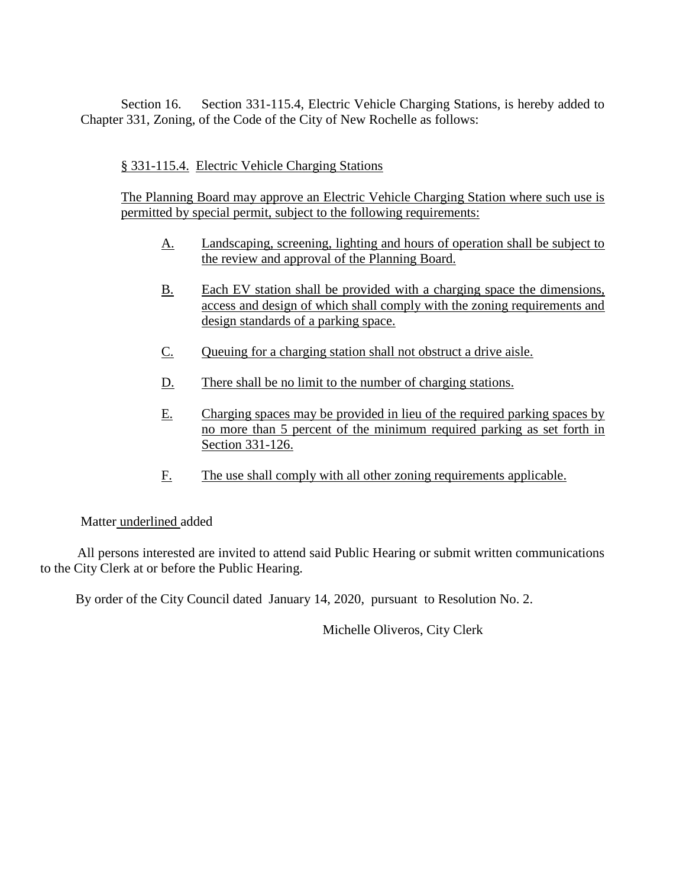Section 16. Section 331-115.4, Electric Vehicle Charging Stations, is hereby added to Chapter 331, Zoning, of the Code of the City of New Rochelle as follows:

<u>§ 331-115.4. Electric Vehicle Charging Stations</u>

<u>The Planning Board may approve an Electric Vehicle Charging Station where such use is permitted by special permit, subject to the following requirements:</u>

<u>A.</u> <u>Landscaping, screening, lighting and hours of operation shall be subject to the review and approval of the Planning Board.</u>

<u>B.</u> <u>Each EV station shall be provided with a charging space the dimensions, access and design of which shall comply with the zoning requirements and design standards of a parking space.</u>

<u>C.</u> <u>Queuing for a charging station shall not obstruct a drive aisle.</u>

<u>D.</u> <u>There shall be no limit to the number of charging stations.</u>

<u>E.</u> <u>Charging spaces may be provided in lieu of the required parking spaces by no more than 5 percent of the minimum required parking as set forth in Section 331-126.</u>

<u>F.</u> <u>The use shall comply with all other zoning requirements applicable.</u>

Matter <u>underlined</u> added

All persons interested are invited to attend said Public Hearing or submit written communications to the City Clerk at or before the Public Hearing.

By order of the City Council dated January 14, 2020, pursuant to Resolution No. 2.

Michelle Oliveros, City Clerk